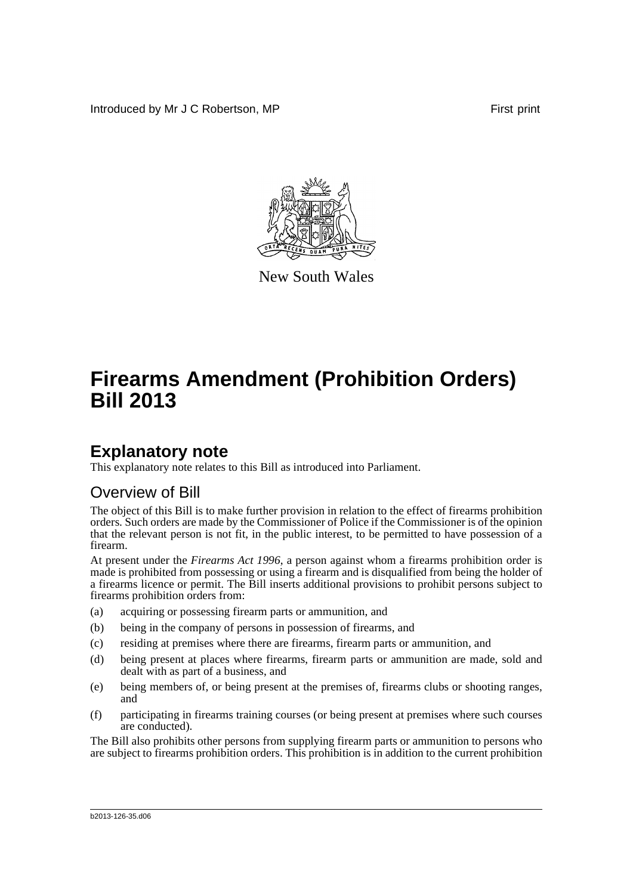Introduced by Mr J C Robertson, MP

First print

New South Wales

# Firearms Amendment (Prohibition Orders) Bill 2013

## Explanatory note

This explanatory note relates to this Bill as introduced into Parliament.

### Overview of Bill

The object of this Bill is to make further provision in relation to the effect of firearms prohibition orders. Such orders are made by the Commissioner of Police if the Commissioner is of the opinion that the relevant person is not fit, in the public interest, to be permitted to have possession of a firearm.

At present under the *Firearms Act 1996*, a person against whom a firearms prohibition order is made is prohibited from possessing or using a firearm and is disqualified from being the holder of a firearms licence or permit. The Bill inserts additional provisions to prohibit persons subject to firearms prohibition orders from:

(a) acquiring or possessing firearm parts or ammunition, and

(b) being in the company of persons in possession of firearms, and

(c) residing at premises where there are firearms, firearm parts or ammunition, and

(d) being present at places where firearms, firearm parts or ammunition are made, sold and dealt with as part of a business, and

(e) being members of, or being present at the premises of, firearms clubs or shooting ranges, and

(f) participating in firearms training courses (or being present at premises where such courses are conducted).

The Bill also prohibits other persons from supplying firearm parts or ammunition to persons who are subject to firearms prohibition orders. This prohibition is in addition to the current prohibition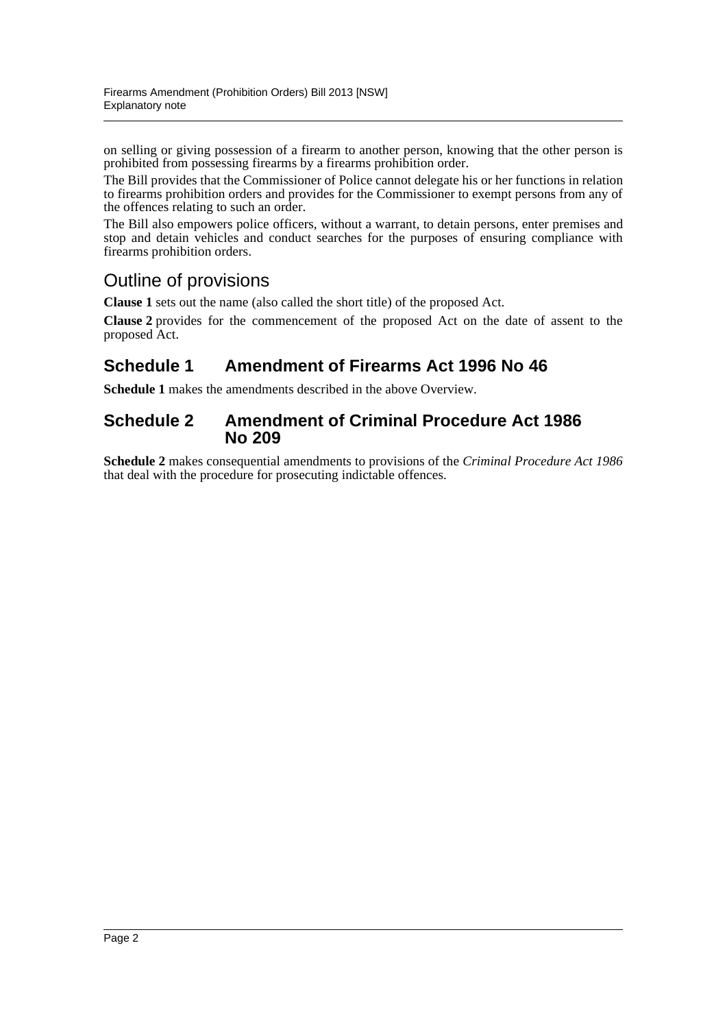on selling or giving possession of a firearm to another person, knowing that the other person is prohibited from possessing firearms by a firearms prohibition order.

The Bill provides that the Commissioner of Police cannot delegate his or her functions in relation to firearms prohibition orders and provides for the Commissioner to exempt persons from any of the offences relating to such an order.

The Bill also empowers police officers, without a warrant, to detain persons, enter premises and stop and detain vehicles and conduct searches for the purposes of ensuring compliance with firearms prohibition orders.

## Outline of provisions

**Clause 1** sets out the name (also called the short title) of the proposed Act.

**Clause 2** provides for the commencement of the proposed Act on the date of assent to the proposed Act.

### Schedule 1 Amendment of Firearms Act 1996 No 46

**Schedule 1** makes the amendments described in the above Overview.

### Schedule 2 Amendment of Criminal Procedure Act 1986 No 209

**Schedule 2** makes consequential amendments to provisions of the *Criminal Procedure Act 1986* that deal with the procedure for prosecuting indictable offences.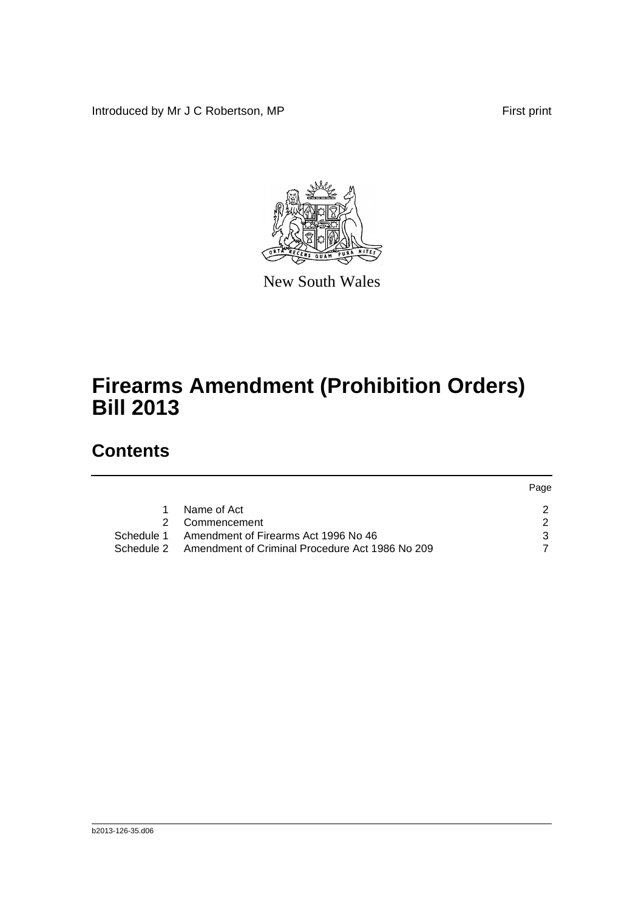Introduced by Mr J C Robertson, MP First print

New South Wales

# Firearms Amendment (Prohibition Orders) Bill 2013

## Contents

| | | Page |
|---|---|---|
| 1 | Name of Act | 2 |
| 2 | Commencement | 2 |
| Schedule 1 | Amendment of Firearms Act 1996 No 46 | 3 |
| Schedule 2 | Amendment of Criminal Procedure Act 1986 No 209 | 7 |

b2013-126-35.d06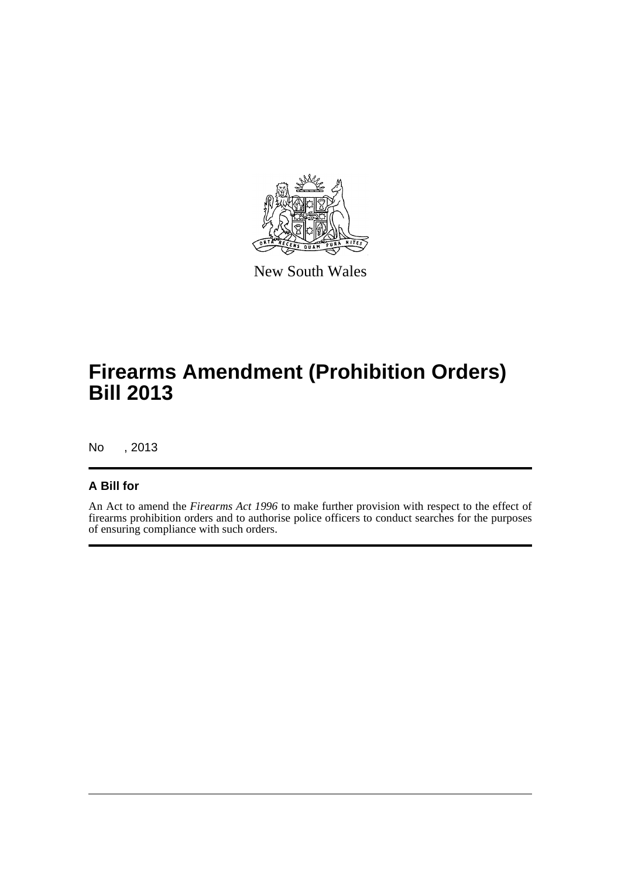New South Wales

# Firearms Amendment (Prohibition Orders) Bill 2013

No , 2013

## A Bill for

An Act to amend the *Firearms Act 1996* to make further provision with respect to the effect of firearms prohibition orders and to authorise police officers to conduct searches for the purposes of ensuring compliance with such orders.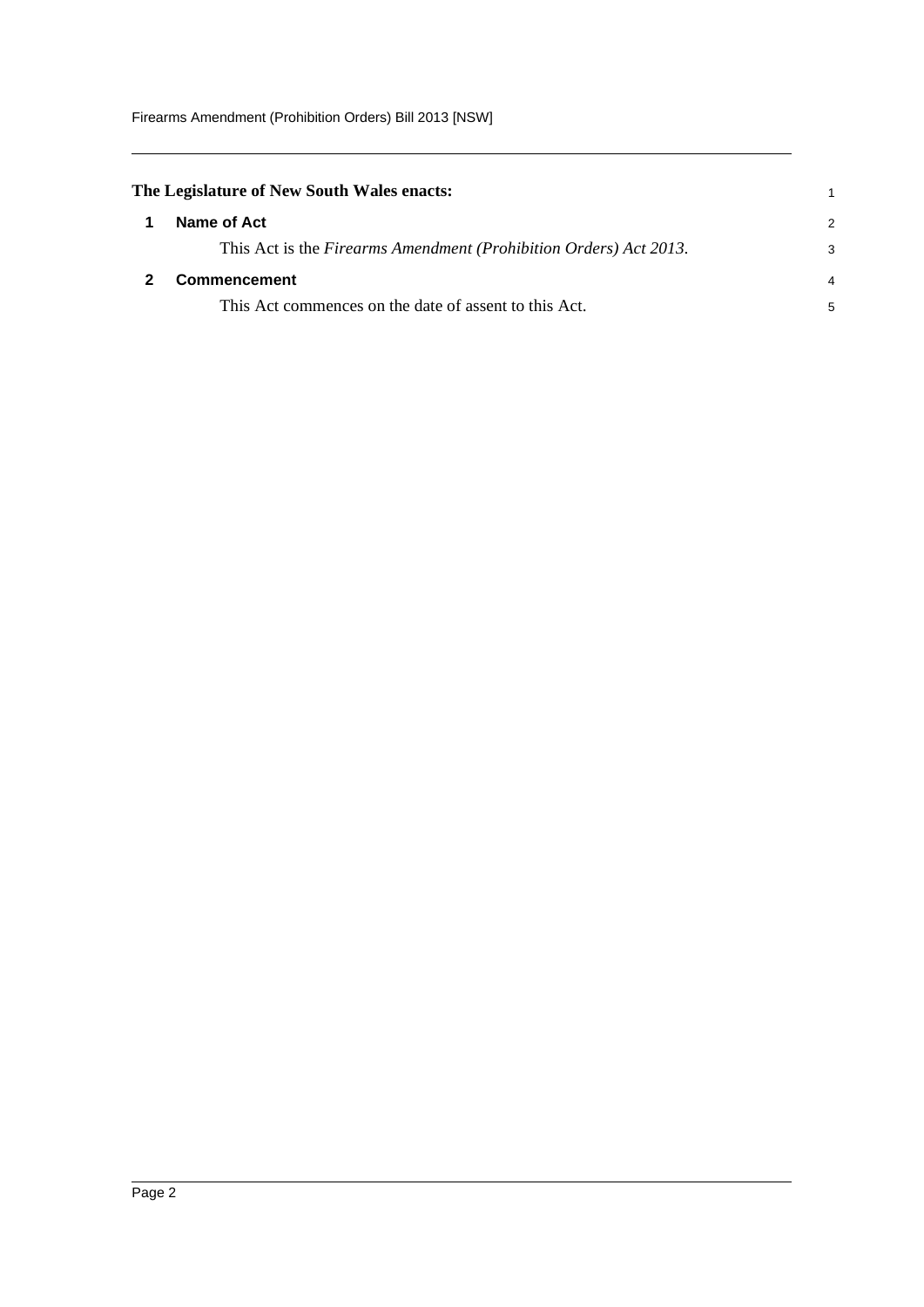**The Legislature of New South Wales enacts:**

## 1 Name of Act

This Act is the *Firearms Amendment (Prohibition Orders) Act 2013*.

## 2 Commencement

This Act commences on the date of assent to this Act.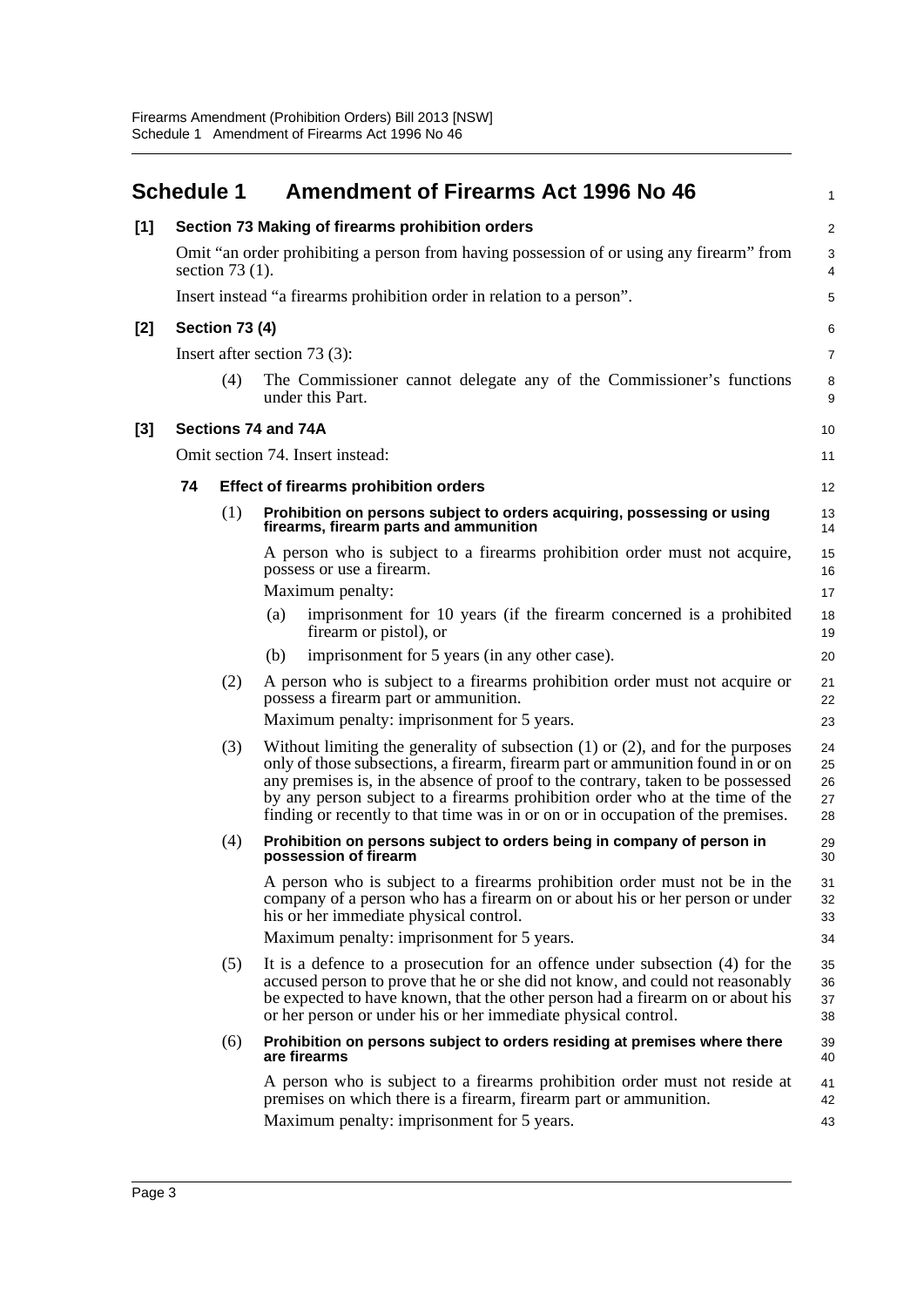# Schedule 1 Amendment of Firearms Act 1996 No 46

**[1] Section 73 Making of firearms prohibition orders**

Omit "an order prohibiting a person from having possession of or using any firearm" from section 73 (1).

Insert instead "a firearms prohibition order in relation to a person".

**[2] Section 73 (4)**

Insert after section 73 (3):

(4) The Commissioner cannot delegate any of the Commissioner's functions under this Part.

**[3] Sections 74 and 74A**

Omit section 74. Insert instead:

**74 Effect of firearms prohibition orders**

(1) **Prohibition on persons subject to orders acquiring, possessing or using firearms, firearm parts and ammunition**

A person who is subject to a firearms prohibition order must not acquire, possess or use a firearm.

Maximum penalty:

(a) imprisonment for 10 years (if the firearm concerned is a prohibited firearm or pistol), or

(b) imprisonment for 5 years (in any other case).

(2) A person who is subject to a firearms prohibition order must not acquire or possess a firearm part or ammunition.

Maximum penalty: imprisonment for 5 years.

(3) Without limiting the generality of subsection (1) or (2), and for the purposes only of those subsections, a firearm, firearm part or ammunition found in or on any premises is, in the absence of proof to the contrary, taken to be possessed by any person subject to a firearms prohibition order who at the time of the finding or recently to that time was in or on or in occupation of the premises.

(4) **Prohibition on persons subject to orders being in company of person in possession of firearm**

A person who is subject to a firearms prohibition order must not be in the company of a person who has a firearm on or about his or her person or under his or her immediate physical control.

Maximum penalty: imprisonment for 5 years.

(5) It is a defence to a prosecution for an offence under subsection (4) for the accused person to prove that he or she did not know, and could not reasonably be expected to have known, that the other person had a firearm on or about his or her person or under his or her immediate physical control.

(6) **Prohibition on persons subject to orders residing at premises where there are firearms**

A person who is subject to a firearms prohibition order must not reside at premises on which there is a firearm, firearm part or ammunition.

Maximum penalty: imprisonment for 5 years.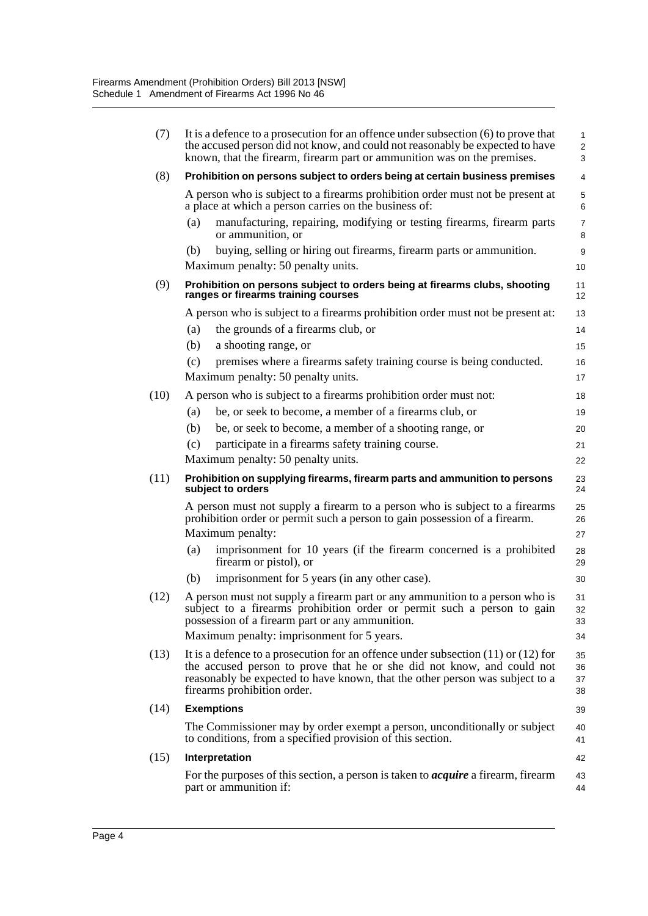(7) It is a defence to a prosecution for an offence under subsection (6) to prove that the accused person did not know, and could not reasonably be expected to have known, that the firearm, firearm part or ammunition was on the premises.

(8) **Prohibition on persons subject to orders being at certain business premises**

A person who is subject to a firearms prohibition order must not be present at a place at which a person carries on the business of:

(a) manufacturing, repairing, modifying or testing firearms, firearm parts or ammunition, or

(b) buying, selling or hiring out firearms, firearm parts or ammunition.

Maximum penalty: 50 penalty units.

(9) **Prohibition on persons subject to orders being at firearms clubs, shooting ranges or firearms training courses**

A person who is subject to a firearms prohibition order must not be present at:

(a) the grounds of a firearms club, or

(b) a shooting range, or

(c) premises where a firearms safety training course is being conducted.

Maximum penalty: 50 penalty units.

(10) A person who is subject to a firearms prohibition order must not:

(a) be, or seek to become, a member of a firearms club, or

(b) be, or seek to become, a member of a shooting range, or

(c) participate in a firearms safety training course.

Maximum penalty: 50 penalty units.

(11) **Prohibition on supplying firearms, firearm parts and ammunition to persons subject to orders**

A person must not supply a firearm to a person who is subject to a firearms prohibition order or permit such a person to gain possession of a firearm.

Maximum penalty:

(a) imprisonment for 10 years (if the firearm concerned is a prohibited firearm or pistol), or

(b) imprisonment for 5 years (in any other case).

(12) A person must not supply a firearm part or any ammunition to a person who is subject to a firearms prohibition order or permit such a person to gain possession of a firearm part or any ammunition.

Maximum penalty: imprisonment for 5 years.

(13) It is a defence to a prosecution for an offence under subsection (11) or (12) for the accused person to prove that he or she did not know, and could not reasonably be expected to have known, that the other person was subject to a firearms prohibition order.

(14) **Exemptions**

The Commissioner may by order exempt a person, unconditionally or subject to conditions, from a specified provision of this section.

(15) **Interpretation**

For the purposes of this section, a person is taken to ***acquire*** a firearm, firearm part or ammunition if: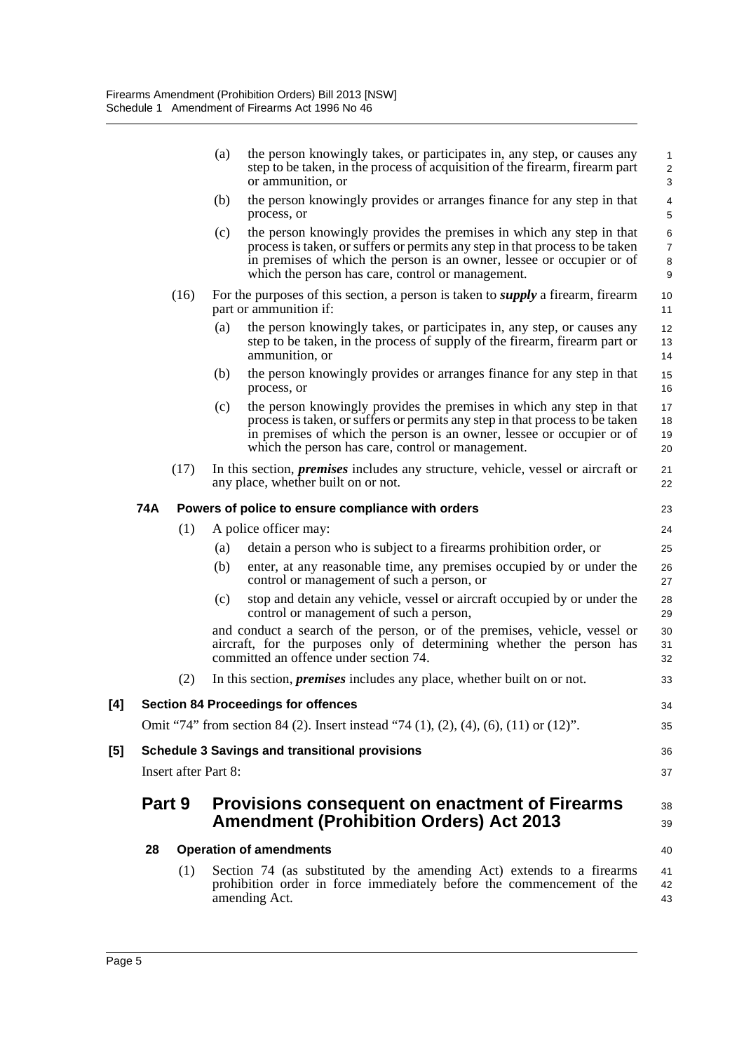(a) the person knowingly takes, or participates in, any step, or causes any step to be taken, in the process of acquisition of the firearm, firearm part or ammunition, or

(b) the person knowingly provides or arranges finance for any step in that process, or

(c) the person knowingly provides the premises in which any step in that process is taken, or suffers or permits any step in that process to be taken in premises of which the person is an owner, lessee or occupier or of which the person has care, control or management.

(16) For the purposes of this section, a person is taken to ***supply*** a firearm, firearm part or ammunition if:

(a) the person knowingly takes, or participates in, any step, or causes any step to be taken, in the process of supply of the firearm, firearm part or ammunition, or

(b) the person knowingly provides or arranges finance for any step in that process, or

(c) the person knowingly provides the premises in which any step in that process is taken, or suffers or permits any step in that process to be taken in premises of which the person is an owner, lessee or occupier or of which the person has care, control or management.

(17) In this section, ***premises*** includes any structure, vehicle, vessel or aircraft or any place, whether built on or not.

**74A Powers of police to ensure compliance with orders**

(1) A police officer may:

(a) detain a person who is subject to a firearms prohibition order, or

(b) enter, at any reasonable time, any premises occupied by or under the control or management of such a person, or

(c) stop and detain any vehicle, vessel or aircraft occupied by or under the control or management of such a person,

and conduct a search of the person, or of the premises, vehicle, vessel or aircraft, for the purposes only of determining whether the person has committed an offence under section 74.

(2) In this section, ***premises*** includes any place, whether built on or not.

**[4] Section 84 Proceedings for offences**

Omit "74" from section 84 (2). Insert instead "74 (1), (2), (4), (6), (11) or (12)".

**[5] Schedule 3 Savings and transitional provisions**

Insert after Part 8:

## Part 9 Provisions consequent on enactment of Firearms Amendment (Prohibition Orders) Act 2013

**28 Operation of amendments**

(1) Section 74 (as substituted by the amending Act) extends to a firearms prohibition order in force immediately before the commencement of the amending Act.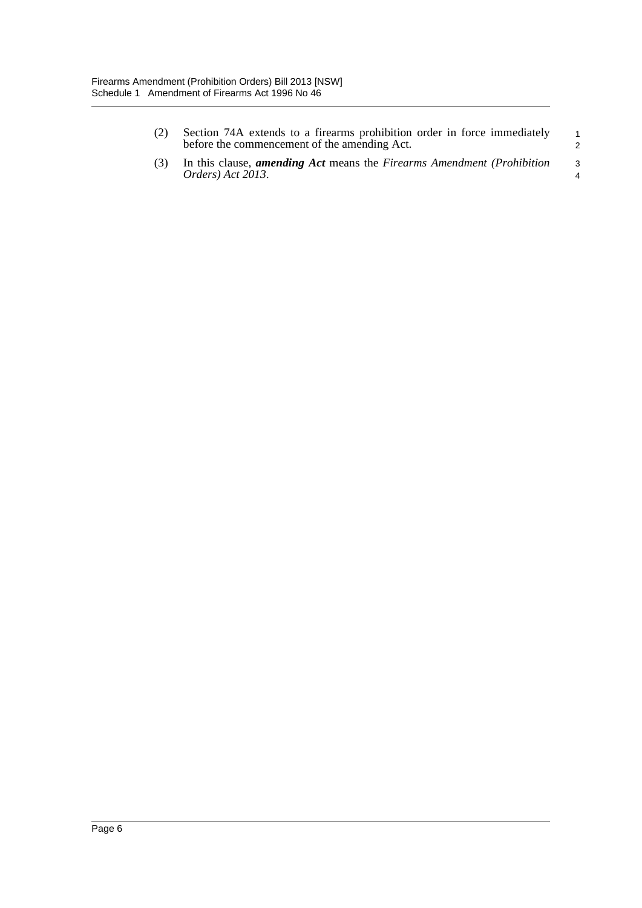(2) Section 74A extends to a firearms prohibition order in force immediately before the commencement of the amending Act.

(3) In this clause, ***amending Act*** means the *Firearms Amendment (Prohibition Orders) Act 2013*.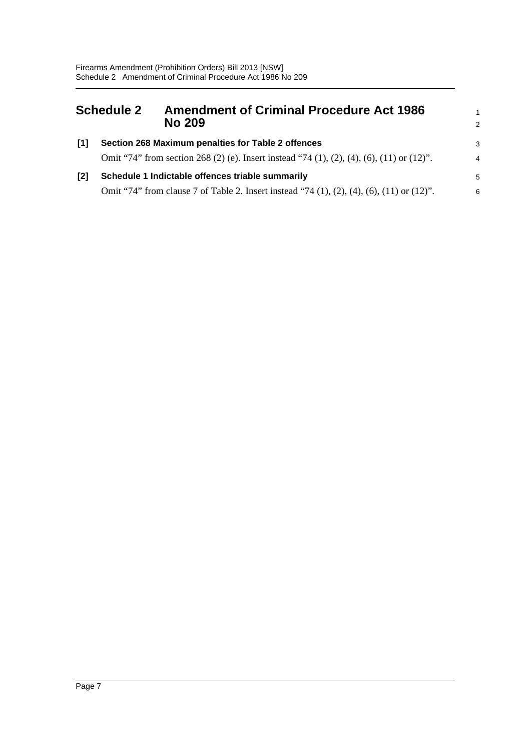# Schedule 2 Amendment of Criminal Procedure Act 1986 No 209

**[1] Section 268 Maximum penalties for Table 2 offences**

Omit "74" from section 268 (2) (e). Insert instead "74 (1), (2), (4), (6), (11) or (12)".

**[2] Schedule 1 Indictable offences triable summarily**

Omit "74" from clause 7 of Table 2. Insert instead "74 (1), (2), (4), (6), (11) or (12)".